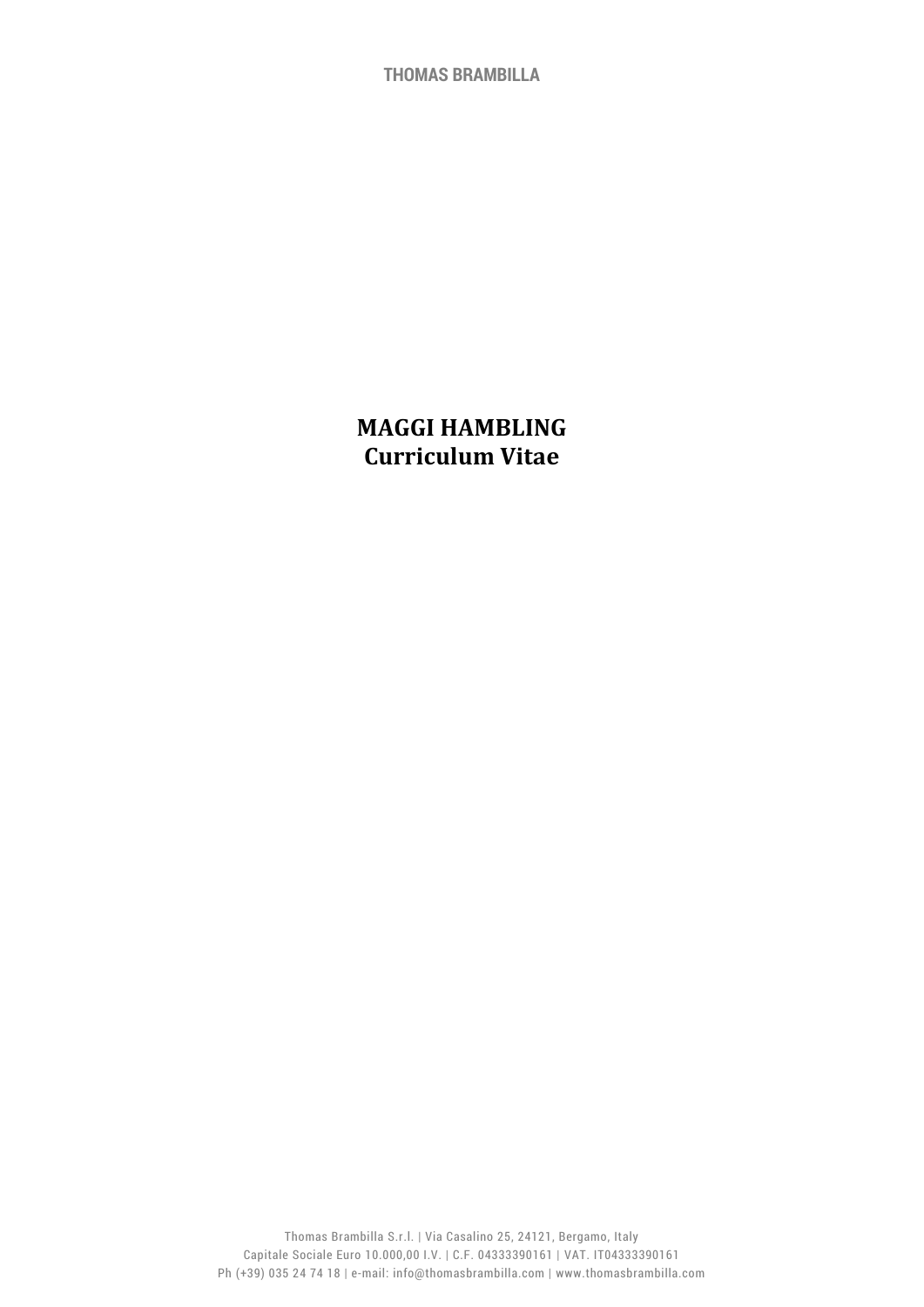# MAGGI HAMBLING
## Curriculum Vitae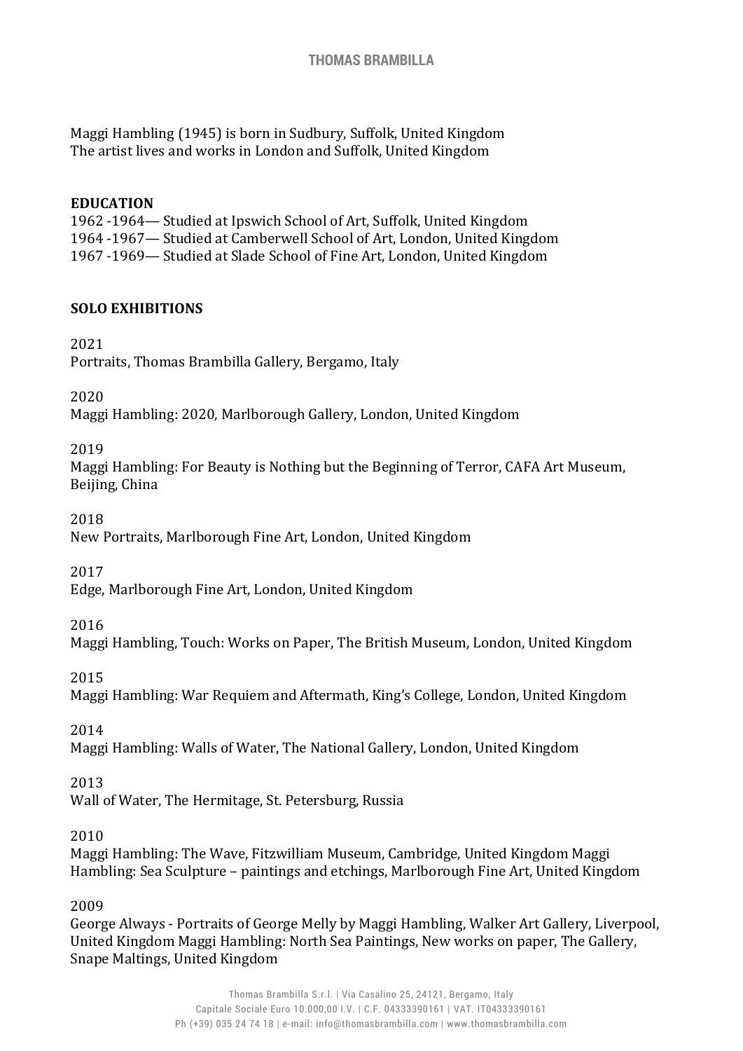Maggi Hambling (1945) is born in Sudbury, Suffolk, United Kingdom
The artist lives and works in London and Suffolk, United Kingdom

**EDUCATION**

1962 -1964— Studied at Ipswich School of Art, Suffolk, United Kingdom
1964 -1967— Studied at Camberwell School of Art, London, United Kingdom
1967 -1969— Studied at Slade School of Fine Art, London, United Kingdom

**SOLO EXHIBITIONS**

2021
Portraits, Thomas Brambilla Gallery, Bergamo, Italy

2020
Maggi Hambling: 2020, Marlborough Gallery, London, United Kingdom

2019
Maggi Hambling: For Beauty is Nothing but the Beginning of Terror, CAFA Art Museum, Beijing, China

2018
New Portraits, Marlborough Fine Art, London, United Kingdom

2017
Edge, Marlborough Fine Art, London, United Kingdom

2016
Maggi Hambling, Touch: Works on Paper, The British Museum, London, United Kingdom

2015
Maggi Hambling: War Requiem and Aftermath, King's College, London, United Kingdom

2014
Maggi Hambling: Walls of Water, The National Gallery, London, United Kingdom

2013
Wall of Water, The Hermitage, St. Petersburg, Russia

2010
Maggi Hambling: The Wave, Fitzwilliam Museum, Cambridge, United Kingdom Maggi Hambling: Sea Sculpture – paintings and etchings, Marlborough Fine Art, United Kingdom

2009
George Always - Portraits of George Melly by Maggi Hambling, Walker Art Gallery, Liverpool, United Kingdom Maggi Hambling: North Sea Paintings, New works on paper, The Gallery, Snape Maltings, United Kingdom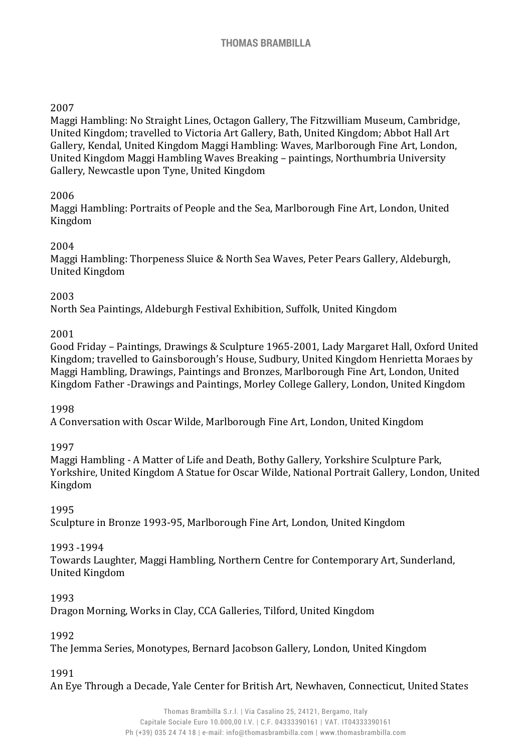2007

Maggi Hambling: No Straight Lines, Octagon Gallery, The Fitzwilliam Museum, Cambridge, United Kingdom; travelled to Victoria Art Gallery, Bath, United Kingdom; Abbot Hall Art Gallery, Kendal, United Kingdom Maggi Hambling: Waves, Marlborough Fine Art, London, United Kingdom Maggi Hambling Waves Breaking – paintings, Northumbria University Gallery, Newcastle upon Tyne, United Kingdom

2006

Maggi Hambling: Portraits of People and the Sea, Marlborough Fine Art, London, United Kingdom

2004

Maggi Hambling: Thorpeness Sluice & North Sea Waves, Peter Pears Gallery, Aldeburgh, United Kingdom

2003

North Sea Paintings, Aldeburgh Festival Exhibition, Suffolk, United Kingdom

2001

Good Friday – Paintings, Drawings & Sculpture 1965-2001, Lady Margaret Hall, Oxford United Kingdom; travelled to Gainsborough's House, Sudbury, United Kingdom Henrietta Moraes by Maggi Hambling, Drawings, Paintings and Bronzes, Marlborough Fine Art, London, United Kingdom Father -Drawings and Paintings, Morley College Gallery, London, United Kingdom

1998

A Conversation with Oscar Wilde, Marlborough Fine Art, London, United Kingdom

1997

Maggi Hambling - A Matter of Life and Death, Bothy Gallery, Yorkshire Sculpture Park, Yorkshire, United Kingdom A Statue for Oscar Wilde, National Portrait Gallery, London, United Kingdom

1995

Sculpture in Bronze 1993-95, Marlborough Fine Art, London, United Kingdom

1993 -1994

Towards Laughter, Maggi Hambling, Northern Centre for Contemporary Art, Sunderland, United Kingdom

1993

Dragon Morning, Works in Clay, CCA Galleries, Tilford, United Kingdom

1992

The Jemma Series, Monotypes, Bernard Jacobson Gallery, London, United Kingdom

1991

An Eye Through a Decade, Yale Center for British Art, Newhaven, Connecticut, United States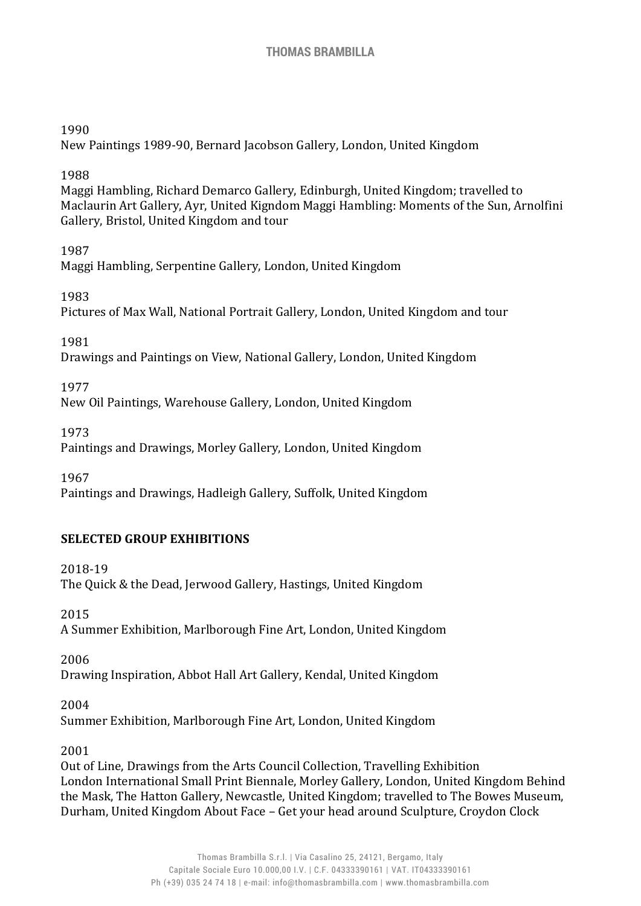1990

New Paintings 1989-90, Bernard Jacobson Gallery, London, United Kingdom

1988

Maggi Hambling, Richard Demarco Gallery, Edinburgh, United Kingdom; travelled to Maclaurin Art Gallery, Ayr, United Kigndom Maggi Hambling: Moments of the Sun, Arnolfini Gallery, Bristol, United Kingdom and tour

1987

Maggi Hambling, Serpentine Gallery, London, United Kingdom

1983

Pictures of Max Wall, National Portrait Gallery, London, United Kingdom and tour

1981

Drawings and Paintings on View, National Gallery, London, United Kingdom

1977

New Oil Paintings, Warehouse Gallery, London, United Kingdom

1973

Paintings and Drawings, Morley Gallery, London, United Kingdom

1967

Paintings and Drawings, Hadleigh Gallery, Suffolk, United Kingdom

**SELECTED GROUP EXHIBITIONS**

2018-19

The Quick & the Dead, Jerwood Gallery, Hastings, United Kingdom

2015

A Summer Exhibition, Marlborough Fine Art, London, United Kingdom

2006

Drawing Inspiration, Abbot Hall Art Gallery, Kendal, United Kingdom

2004

Summer Exhibition, Marlborough Fine Art, London, United Kingdom

2001

Out of Line, Drawings from the Arts Council Collection, Travelling Exhibition
London International Small Print Biennale, Morley Gallery, London, United Kingdom Behind the Mask, The Hatton Gallery, Newcastle, United Kingdom; travelled to The Bowes Museum, Durham, United Kingdom About Face – Get your head around Sculpture, Croydon Clock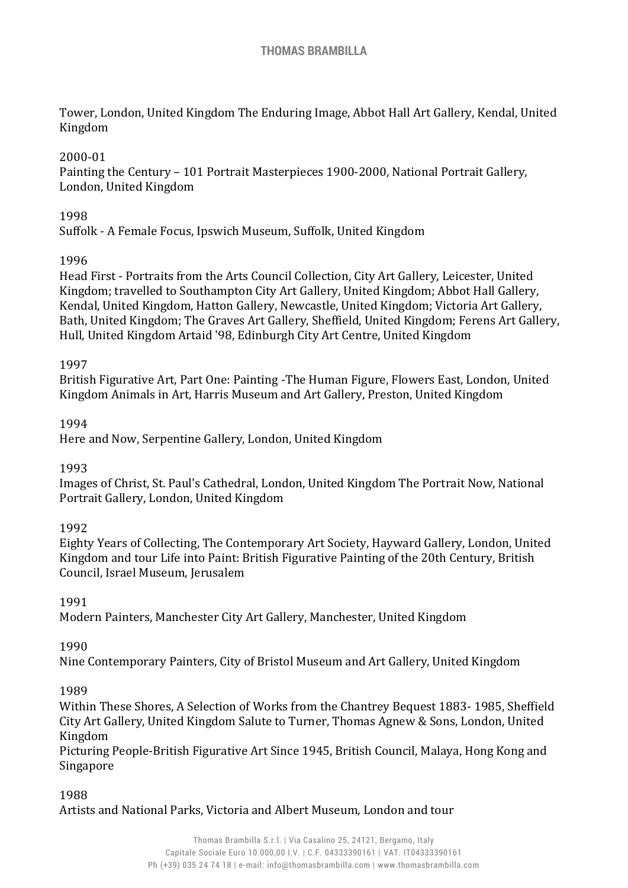Tower, London, United Kingdom The Enduring Image, Abbot Hall Art Gallery, Kendal, United Kingdom

2000-01
Painting the Century – 101 Portrait Masterpieces 1900-2000, National Portrait Gallery, London, United Kingdom

1998
Suffolk - A Female Focus, Ipswich Museum, Suffolk, United Kingdom

1996
Head First - Portraits from the Arts Council Collection, City Art Gallery, Leicester, United Kingdom; travelled to Southampton City Art Gallery, United Kingdom; Abbot Hall Gallery, Kendal, United Kingdom, Hatton Gallery, Newcastle, United Kingdom; Victoria Art Gallery, Bath, United Kingdom; The Graves Art Gallery, Sheffield, United Kingdom; Ferens Art Gallery, Hull, United Kingdom Artaid '98, Edinburgh City Art Centre, United Kingdom

1997
British Figurative Art, Part One: Painting -The Human Figure, Flowers East, London, United Kingdom Animals in Art, Harris Museum and Art Gallery, Preston, United Kingdom

1994
Here and Now, Serpentine Gallery, London, United Kingdom

1993
Images of Christ, St. Paul's Cathedral, London, United Kingdom The Portrait Now, National Portrait Gallery, London, United Kingdom

1992
Eighty Years of Collecting, The Contemporary Art Society, Hayward Gallery, London, United Kingdom and tour Life into Paint: British Figurative Painting of the 20th Century, British Council, Israel Museum, Jerusalem

1991
Modern Painters, Manchester City Art Gallery, Manchester, United Kingdom

1990
Nine Contemporary Painters, City of Bristol Museum and Art Gallery, United Kingdom

1989
Within These Shores, A Selection of Works from the Chantrey Bequest 1883- 1985, Sheffield City Art Gallery, United Kingdom Salute to Turner, Thomas Agnew & Sons, London, United Kingdom
Picturing People-British Figurative Art Since 1945, British Council, Malaya, Hong Kong and Singapore

1988
Artists and National Parks, Victoria and Albert Museum, London and tour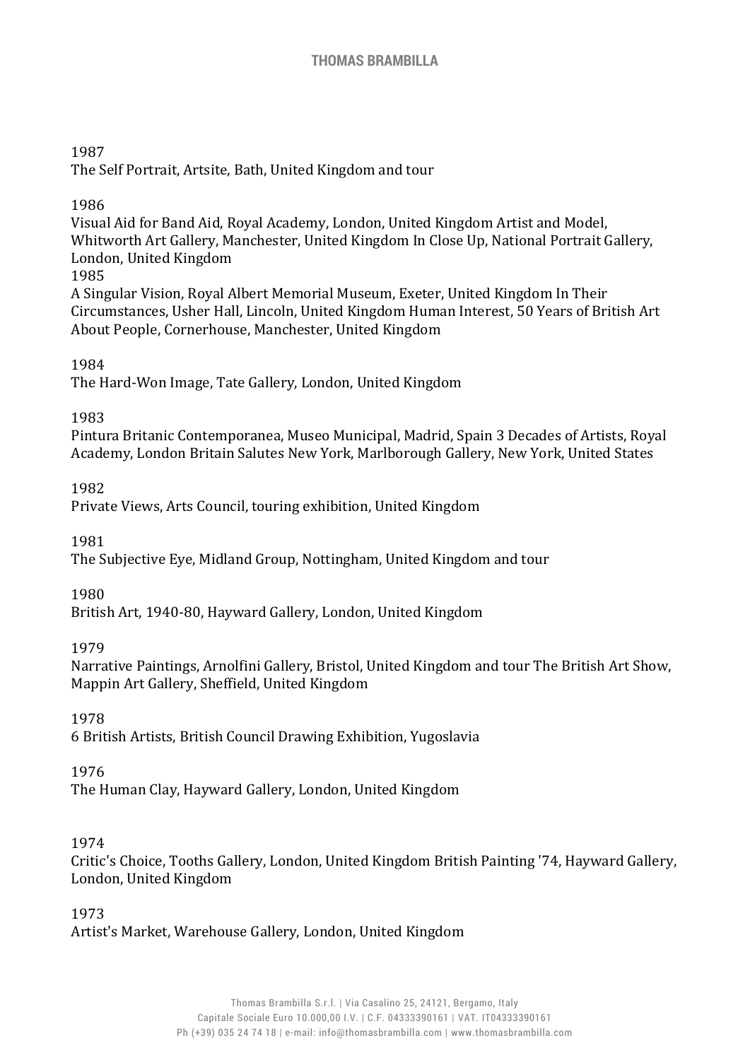1987

The Self Portrait, Artsite, Bath, United Kingdom and tour

1986

Visual Aid for Band Aid, Royal Academy, London, United Kingdom Artist and Model, Whitworth Art Gallery, Manchester, United Kingdom In Close Up, National Portrait Gallery, London, United Kingdom

1985

A Singular Vision, Royal Albert Memorial Museum, Exeter, United Kingdom In Their Circumstances, Usher Hall, Lincoln, United Kingdom Human Interest, 50 Years of British Art About People, Cornerhouse, Manchester, United Kingdom

1984

The Hard-Won Image, Tate Gallery, London, United Kingdom

1983

Pintura Britanic Contemporanea, Museo Municipal, Madrid, Spain 3 Decades of Artists, Royal Academy, London Britain Salutes New York, Marlborough Gallery, New York, United States

1982

Private Views, Arts Council, touring exhibition, United Kingdom

1981

The Subjective Eye, Midland Group, Nottingham, United Kingdom and tour

1980

British Art, 1940-80, Hayward Gallery, London, United Kingdom

1979

Narrative Paintings, Arnolfini Gallery, Bristol, United Kingdom and tour The British Art Show, Mappin Art Gallery, Sheffield, United Kingdom

1978

6 British Artists, British Council Drawing Exhibition, Yugoslavia

1976

The Human Clay, Hayward Gallery, London, United Kingdom

1974

Critic's Choice, Tooths Gallery, London, United Kingdom British Painting '74, Hayward Gallery, London, United Kingdom

1973

Artist's Market, Warehouse Gallery, London, United Kingdom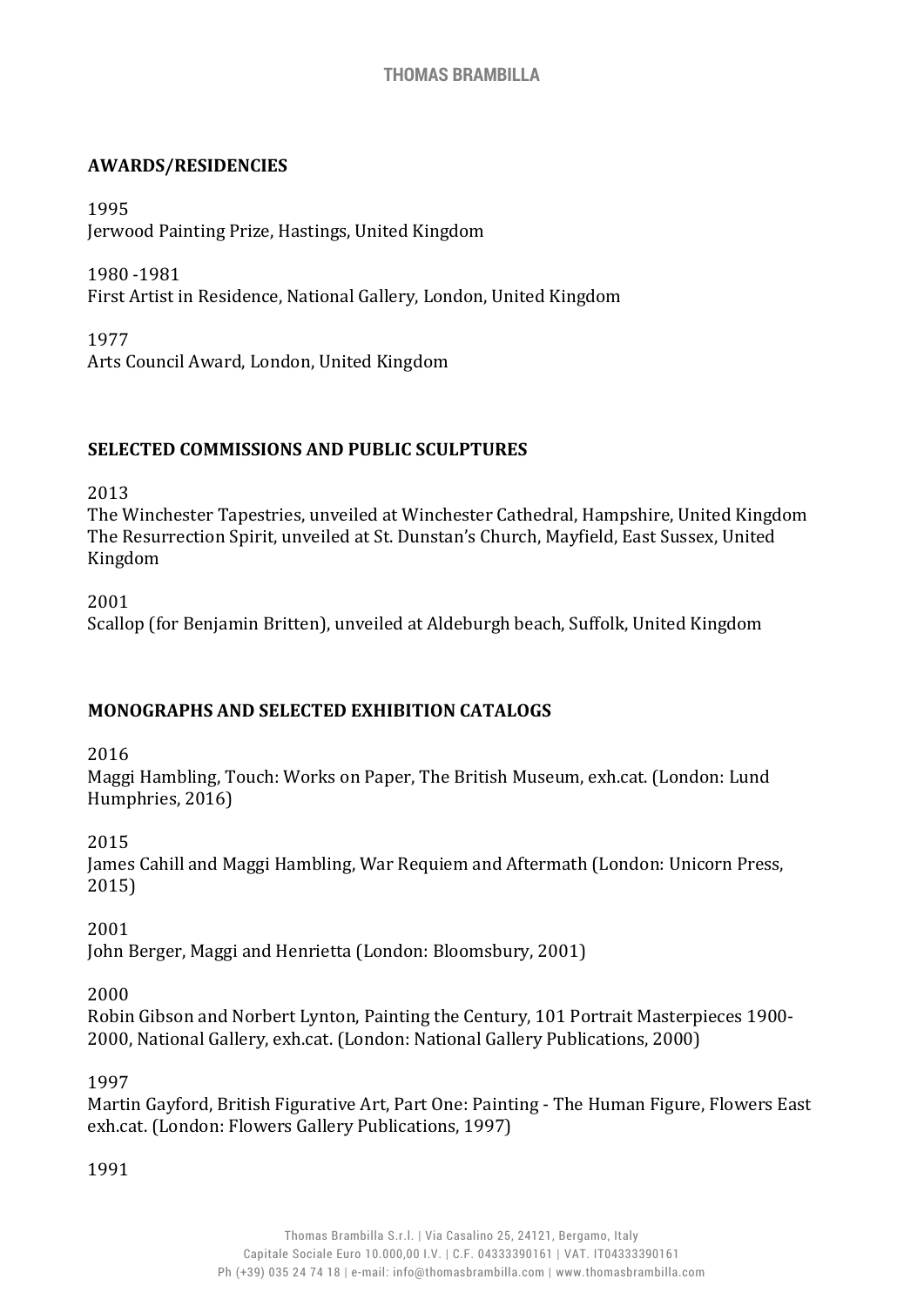## AWARDS/RESIDENCIES

1995
Jerwood Painting Prize, Hastings, United Kingdom

1980 -1981
First Artist in Residence, National Gallery, London, United Kingdom

1977
Arts Council Award, London, United Kingdom

## SELECTED COMMISSIONS AND PUBLIC SCULPTURES

2013
The Winchester Tapestries, unveiled at Winchester Cathedral, Hampshire, United Kingdom
The Resurrection Spirit, unveiled at St. Dunstan's Church, Mayfield, East Sussex, United Kingdom

2001
Scallop (for Benjamin Britten), unveiled at Aldeburgh beach, Suffolk, United Kingdom

## MONOGRAPHS AND SELECTED EXHIBITION CATALOGS

2016
Maggi Hambling, Touch: Works on Paper, The British Museum, exh.cat. (London: Lund Humphries, 2016)

2015
James Cahill and Maggi Hambling, War Requiem and Aftermath (London: Unicorn Press, 2015)

2001
John Berger, Maggi and Henrietta (London: Bloomsbury, 2001)

2000
Robin Gibson and Norbert Lynton, Painting the Century, 101 Portrait Masterpieces 1900-2000, National Gallery, exh.cat. (London: National Gallery Publications, 2000)

1997
Martin Gayford, British Figurative Art, Part One: Painting - The Human Figure, Flowers East exh.cat. (London: Flowers Gallery Publications, 1997)

1991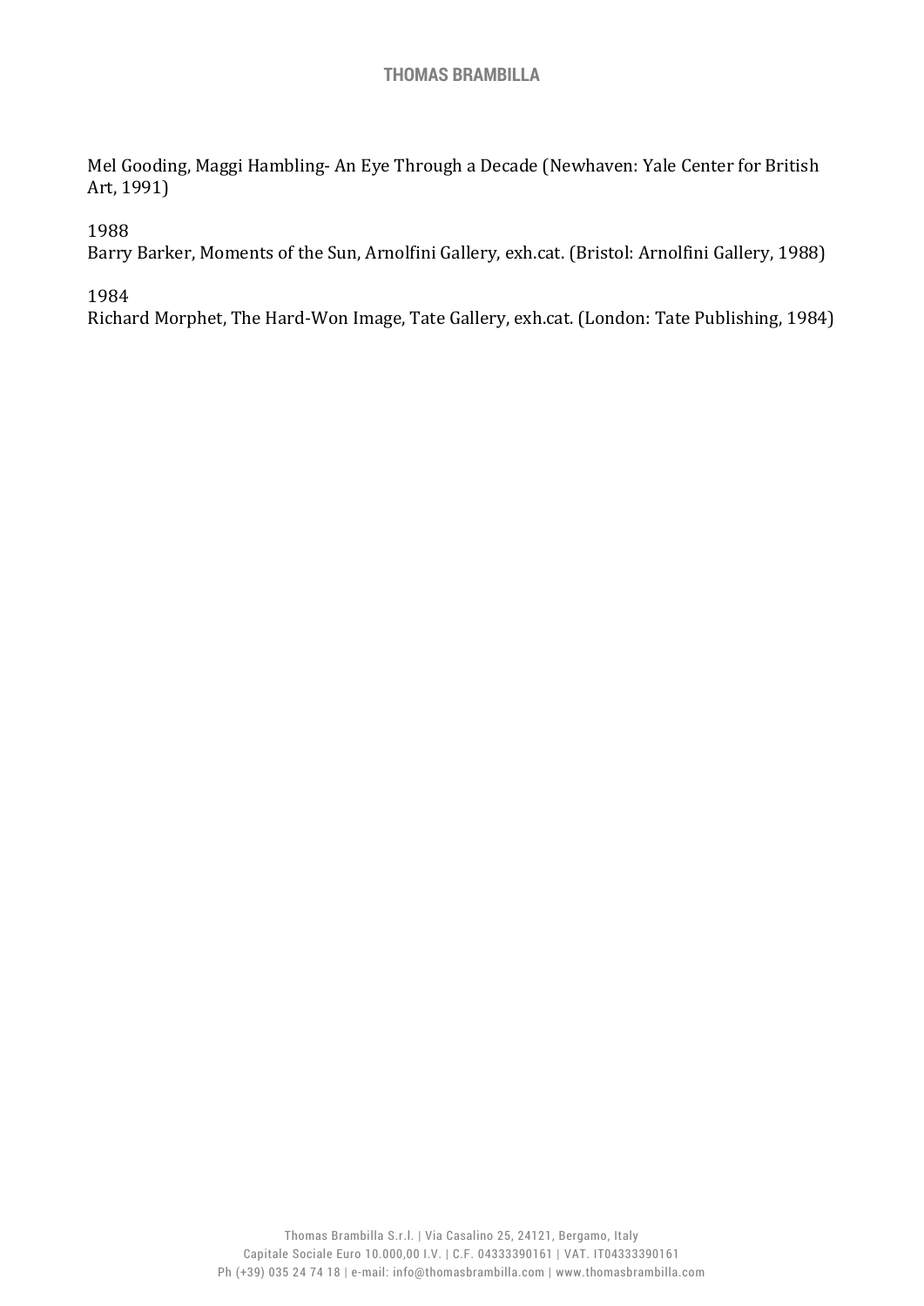Mel Gooding, Maggi Hambling- An Eye Through a Decade (Newhaven: Yale Center for British Art, 1991)

1988
Barry Barker, Moments of the Sun, Arnolfini Gallery, exh.cat. (Bristol: Arnolfini Gallery, 1988)

1984
Richard Morphet, The Hard-Won Image, Tate Gallery, exh.cat. (London: Tate Publishing, 1984)